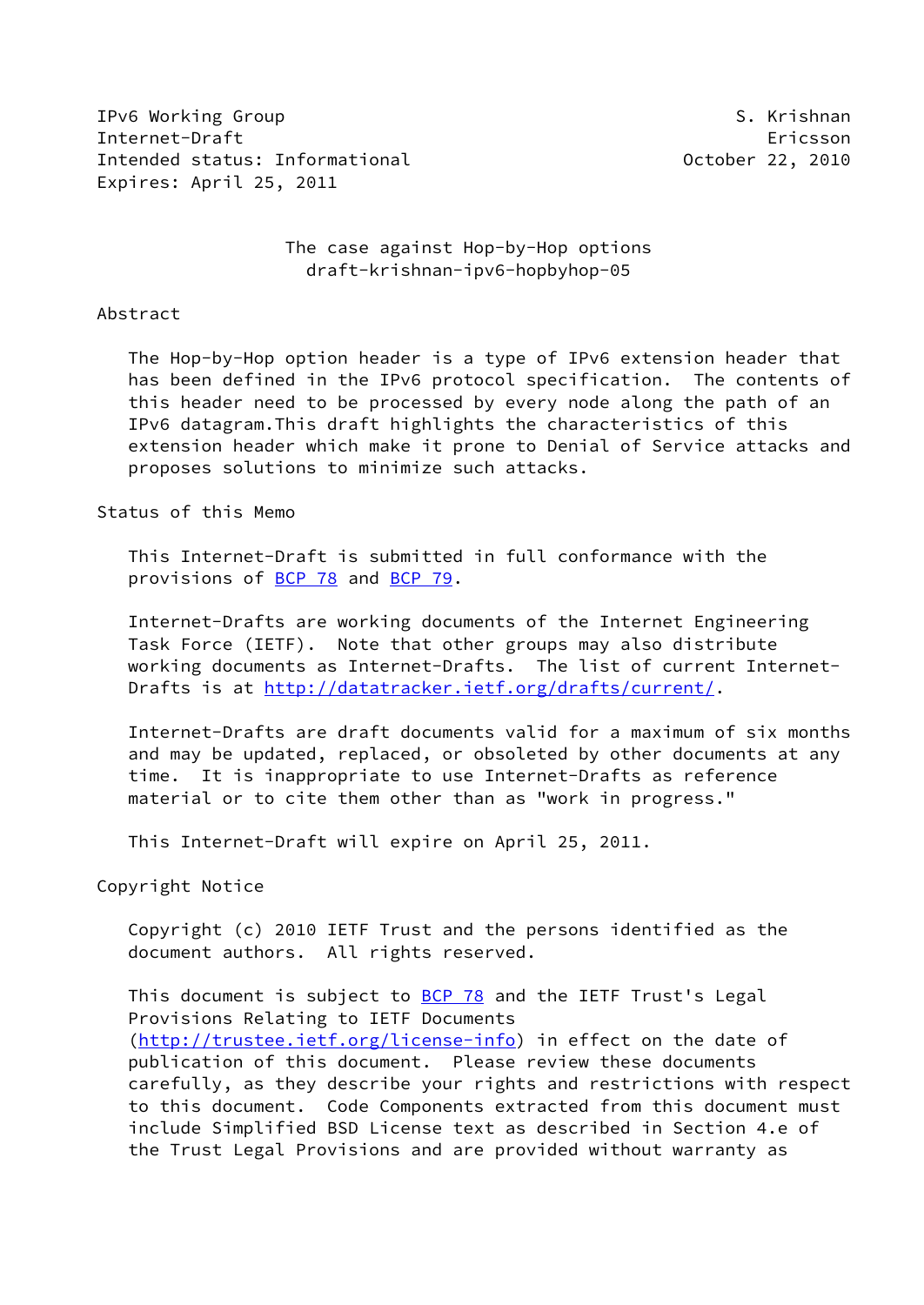IPv6 Working Group S. Krishnan
Internet-Draft Ericsson
Intended status: Informational October 22, 2010
Expires: April 25, 2011

# The case against Hop-by-Hop options
draft-krishnan-ipv6-hopbyhop-05

## Abstract

The Hop-by-Hop option header is a type of IPv6 extension header that has been defined in the IPv6 protocol specification. The contents of this header need to be processed by every node along the path of an IPv6 datagram.This draft highlights the characteristics of this extension header which make it prone to Denial of Service attacks and proposes solutions to minimize such attacks.

## Status of this Memo

This Internet-Draft is submitted in full conformance with the provisions of BCP 78 and BCP 79.

Internet-Drafts are working documents of the Internet Engineering Task Force (IETF). Note that other groups may also distribute working documents as Internet-Drafts. The list of current Internet-Drafts is at http://datatracker.ietf.org/drafts/current/.

Internet-Drafts are draft documents valid for a maximum of six months and may be updated, replaced, or obsoleted by other documents at any time. It is inappropriate to use Internet-Drafts as reference material or to cite them other than as "work in progress."

This Internet-Draft will expire on April 25, 2011.

## Copyright Notice

Copyright (c) 2010 IETF Trust and the persons identified as the document authors. All rights reserved.

This document is subject to BCP 78 and the IETF Trust's Legal Provisions Relating to IETF Documents (http://trustee.ietf.org/license-info) in effect on the date of publication of this document. Please review these documents carefully, as they describe your rights and restrictions with respect to this document. Code Components extracted from this document must include Simplified BSD License text as described in Section 4.e of the Trust Legal Provisions and are provided without warranty as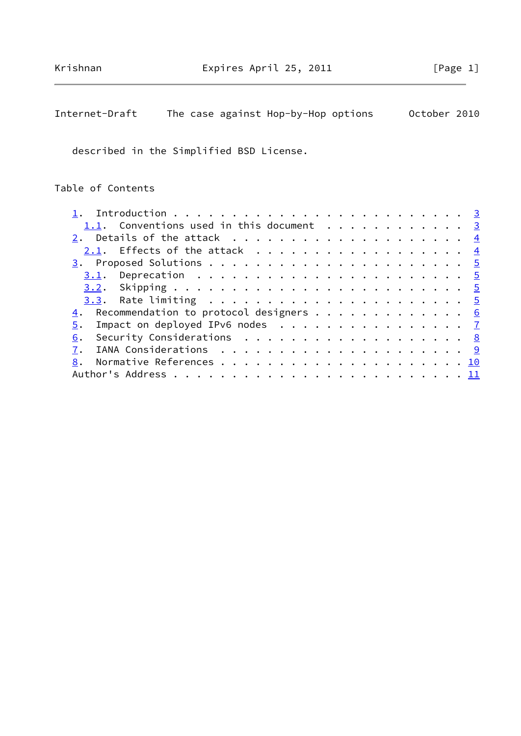described in the Simplified BSD License.

Table of Contents

   1.  Introduction . . . . . . . . . . . . . . . . . . . . . . . . . 3
     1.1.  Conventions used in this document  . . . . . . . . . . . . 3
   2.  Details of the attack  . . . . . . . . . . . . . . . . . . . . 4
     2.1.  Effects of the attack  . . . . . . . . . . . . . . . . . . 4
   3.  Proposed Solutions . . . . . . . . . . . . . . . . . . . . . . 5
     3.1.  Deprecation  . . . . . . . . . . . . . . . . . . . . . . . 5
     3.2.  Skipping . . . . . . . . . . . . . . . . . . . . . . . . . 5
     3.3.  Rate limiting  . . . . . . . . . . . . . . . . . . . . . . 5
   4.  Recommendation to protocol designers . . . . . . . . . . . . . 6
   5.  Impact on deployed IPv6 nodes  . . . . . . . . . . . . . . . . 7
   6.  Security Considerations  . . . . . . . . . . . . . . . . . . . 8
   7.  IANA Considerations  . . . . . . . . . . . . . . . . . . . . . 9
   8.  Normative References . . . . . . . . . . . . . . . . . . . . . 10
   Author's Address . . . . . . . . . . . . . . . . . . . . . . . . . 11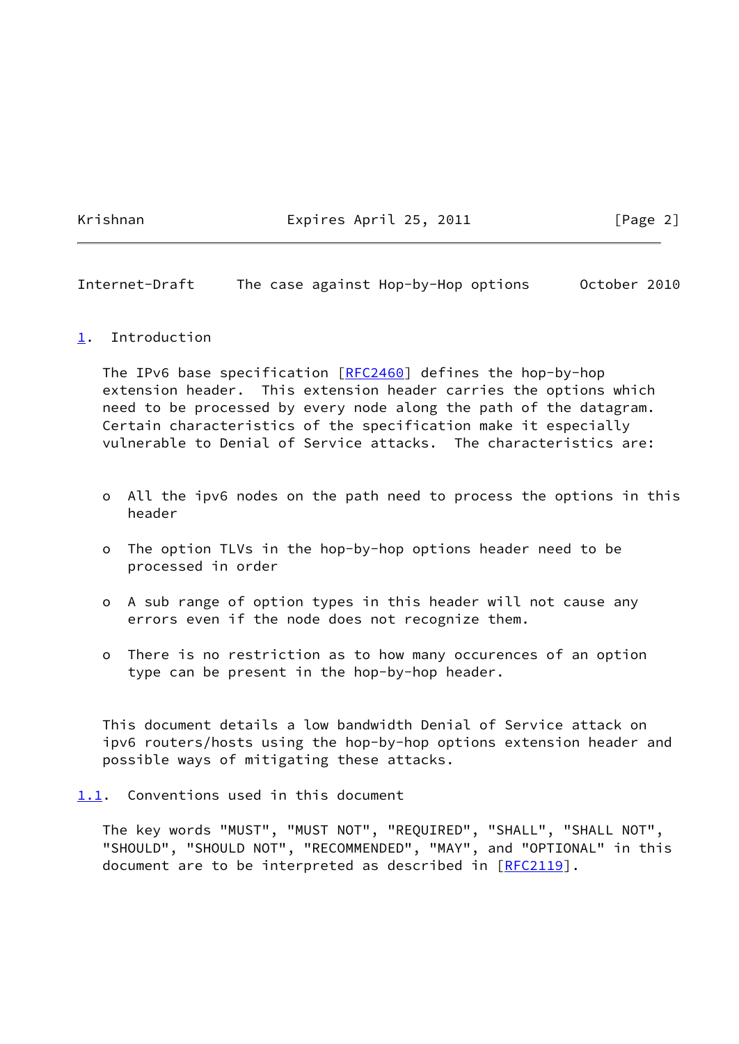## 1. Introduction

The IPv6 base specification [RFC2460] defines the hop-by-hop extension header. This extension header carries the options which need to be processed by every node along the path of the datagram. Certain characteristics of the specification make it especially vulnerable to Denial of Service attacks. The characteristics are:

- All the ipv6 nodes on the path need to process the options in this header
- The option TLVs in the hop-by-hop options header need to be processed in order
- A sub range of option types in this header will not cause any errors even if the node does not recognize them.
- There is no restriction as to how many occurences of an option type can be present in the hop-by-hop header.

This document details a low bandwidth Denial of Service attack on ipv6 routers/hosts using the hop-by-hop options extension header and possible ways of mitigating these attacks.

### 1.1. Conventions used in this document

The key words "MUST", "MUST NOT", "REQUIRED", "SHALL", "SHALL NOT", "SHOULD", "SHOULD NOT", "RECOMMENDED", "MAY", and "OPTIONAL" in this document are to be interpreted as described in [RFC2119].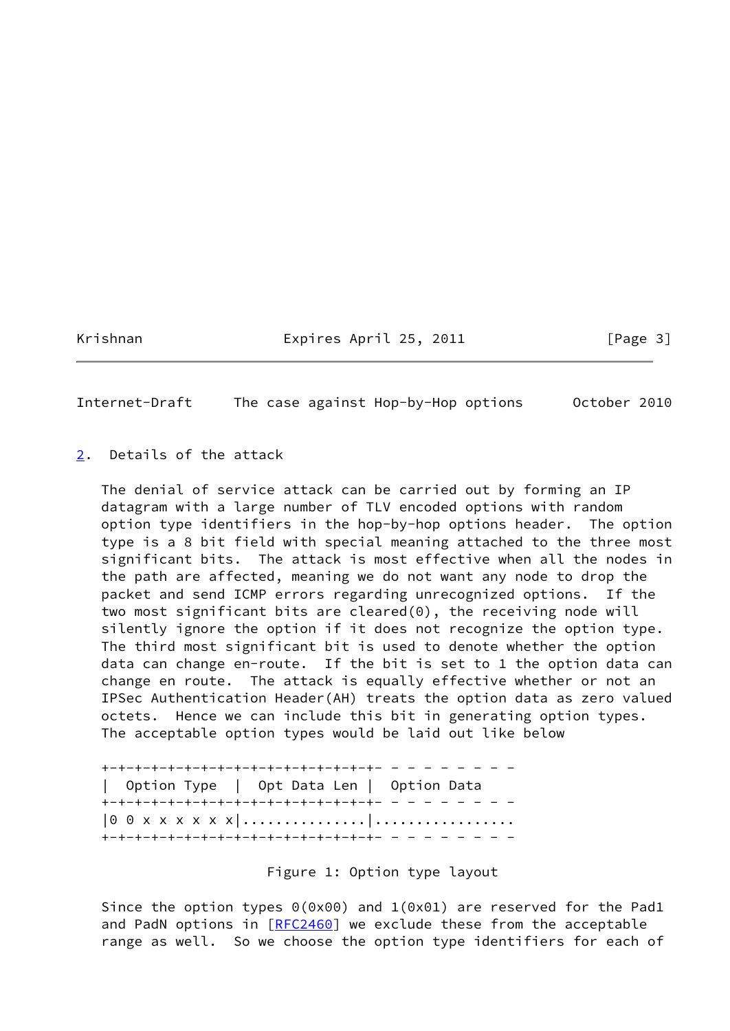## 2. Details of the attack

The denial of service attack can be carried out by forming an IP datagram with a large number of TLV encoded options with random option type identifiers in the hop-by-hop options header. The option type is a 8 bit field with special meaning attached to the three most significant bits. The attack is most effective when all the nodes in the path are affected, meaning we do not want any node to drop the packet and send ICMP errors regarding unrecognized options. If the two most significant bits are cleared(0), the receiving node will silently ignore the option if it does not recognize the option type. The third most significant bit is used to denote whether the option data can change en-route. If the bit is set to 1 the option data can change en route. The attack is equally effective whether or not an IPSec Authentication Header(AH) treats the option data as zero valued octets. Hence we can include this bit in generating option types. The acceptable option types would be laid out like below

```
+-+-+-+-+-+-+-+-+-+-+-+-+-+-+-+-+- - - - - - - - -
|  Option Type  |  Opt Data Len |  Option Data
+-+-+-+-+-+-+-+-+-+-+-+-+-+-+-+-+- - - - - - - - -
|0 0 x x x x x x|...............|.................
+-+-+-+-+-+-+-+-+-+-+-+-+-+-+-+-+- - - - - - - - -
```

Figure 1: Option type layout

Since the option types 0(0x00) and 1(0x01) are reserved for the Pad1 and PadN options in [RFC2460] we exclude these from the acceptable range as well. So we choose the option type identifiers for each of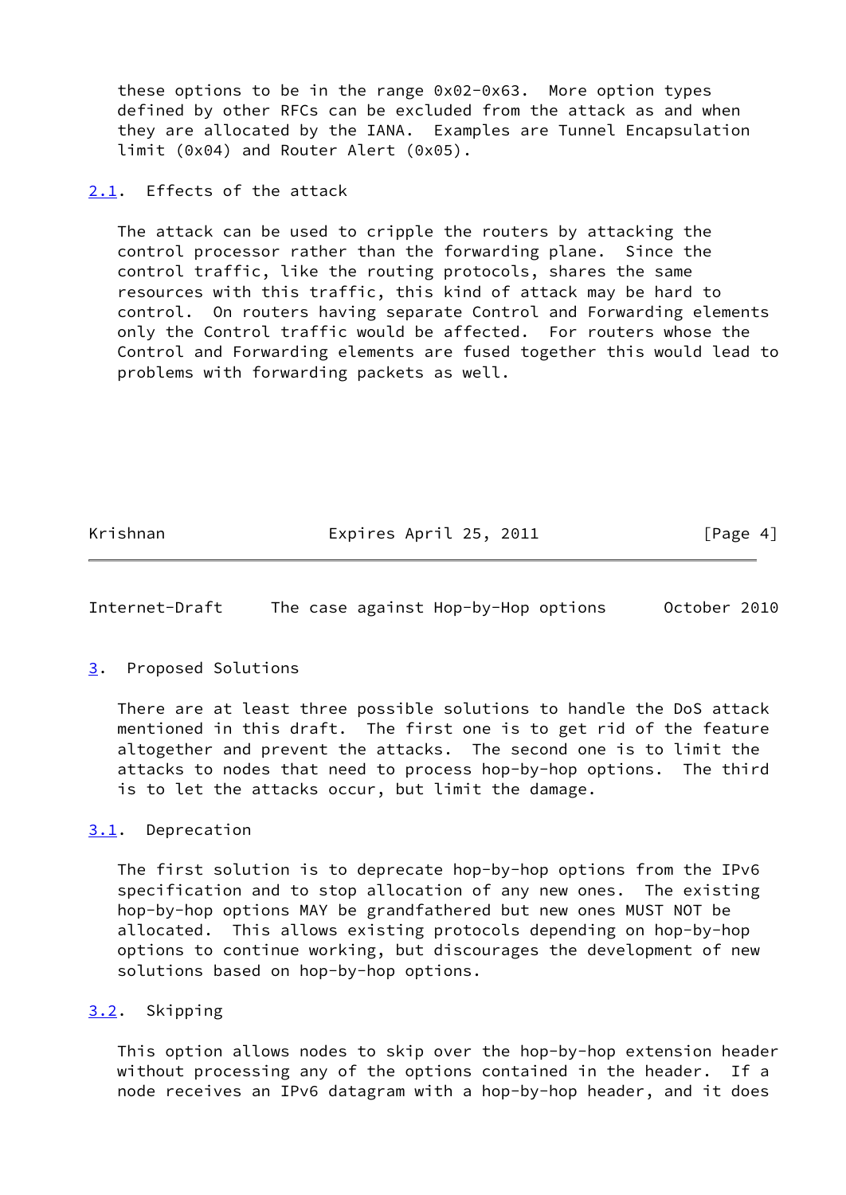these options to be in the range 0x02-0x63. More option types defined by other RFCs can be excluded from the attack as and when they are allocated by the IANA. Examples are Tunnel Encapsulation limit (0x04) and Router Alert (0x05).

### 2.1. Effects of the attack

The attack can be used to cripple the routers by attacking the control processor rather than the forwarding plane. Since the control traffic, like the routing protocols, shares the same resources with this traffic, this kind of attack may be hard to control. On routers having separate Control and Forwarding elements only the Control traffic would be affected. For routers whose the Control and Forwarding elements are fused together this would lead to problems with forwarding packets as well.

## 3. Proposed Solutions

There are at least three possible solutions to handle the DoS attack mentioned in this draft. The first one is to get rid of the feature altogether and prevent the attacks. The second one is to limit the attacks to nodes that need to process hop-by-hop options. The third is to let the attacks occur, but limit the damage.

### 3.1. Deprecation

The first solution is to deprecate hop-by-hop options from the IPv6 specification and to stop allocation of any new ones. The existing hop-by-hop options MAY be grandfathered but new ones MUST NOT be allocated. This allows existing protocols depending on hop-by-hop options to continue working, but discourages the development of new solutions based on hop-by-hop options.

### 3.2. Skipping

This option allows nodes to skip over the hop-by-hop extension header without processing any of the options contained in the header. If a node receives an IPv6 datagram with a hop-by-hop header, and it does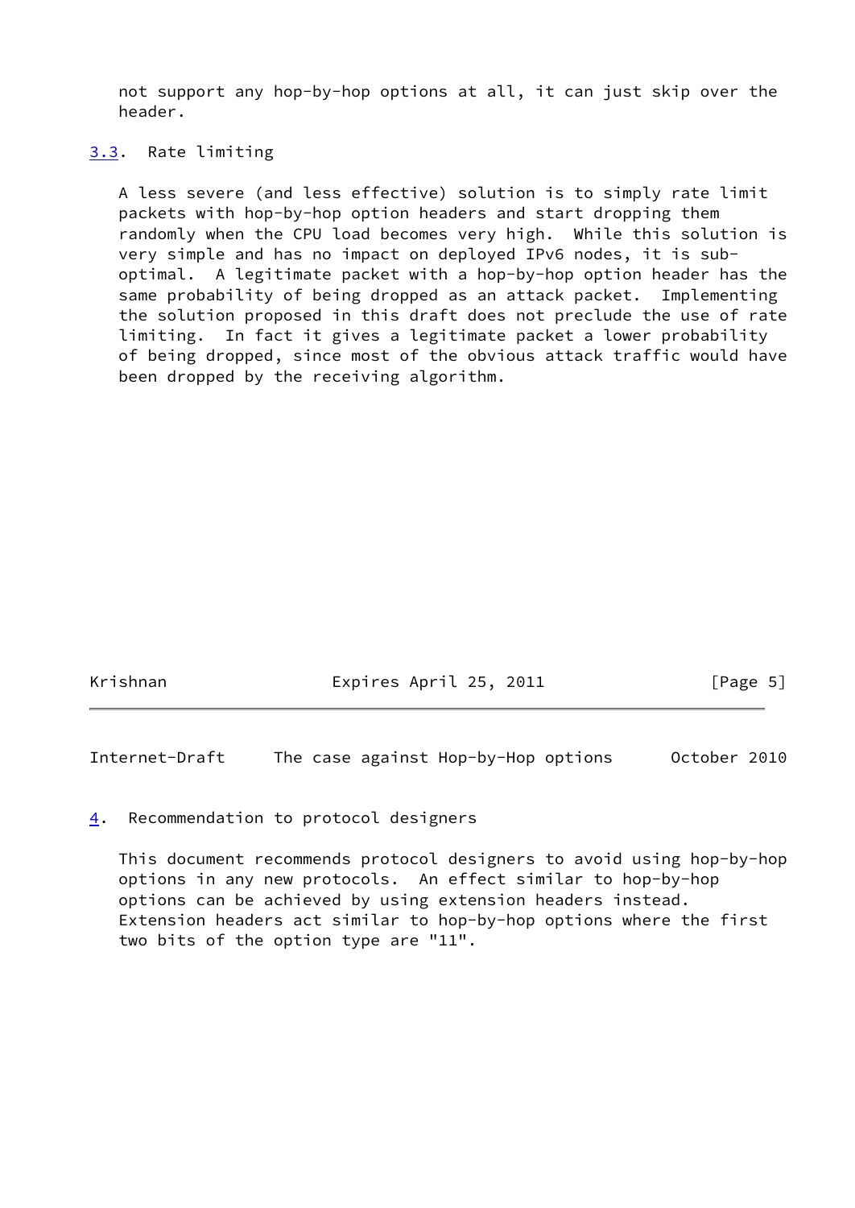not support any hop-by-hop options at all, it can just skip over the header.

### 3.3. Rate limiting

A less severe (and less effective) solution is to simply rate limit packets with hop-by-hop option headers and start dropping them randomly when the CPU load becomes very high. While this solution is very simple and has no impact on deployed IPv6 nodes, it is sub-optimal. A legitimate packet with a hop-by-hop option header has the same probability of being dropped as an attack packet. Implementing the solution proposed in this draft does not preclude the use of rate limiting. In fact it gives a legitimate packet a lower probability of being dropped, since most of the obvious attack traffic would have been dropped by the receiving algorithm.

## 4. Recommendation to protocol designers

This document recommends protocol designers to avoid using hop-by-hop options in any new protocols. An effect similar to hop-by-hop options can be achieved by using extension headers instead. Extension headers act similar to hop-by-hop options where the first two bits of the option type are "11".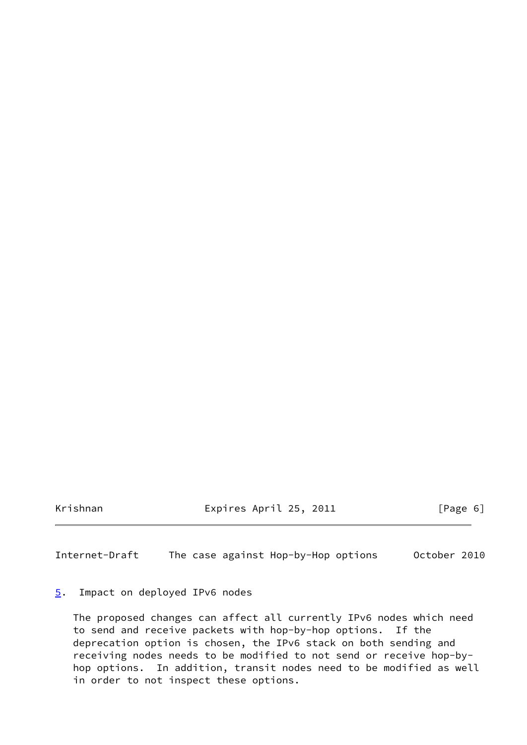## 5. Impact on deployed IPv6 nodes

The proposed changes can affect all currently IPv6 nodes which need to send and receive packets with hop-by-hop options. If the deprecation option is chosen, the IPv6 stack on both sending and receiving nodes needs to be modified to not send or receive hop-by-hop options. In addition, transit nodes need to be modified as well in order to not inspect these options.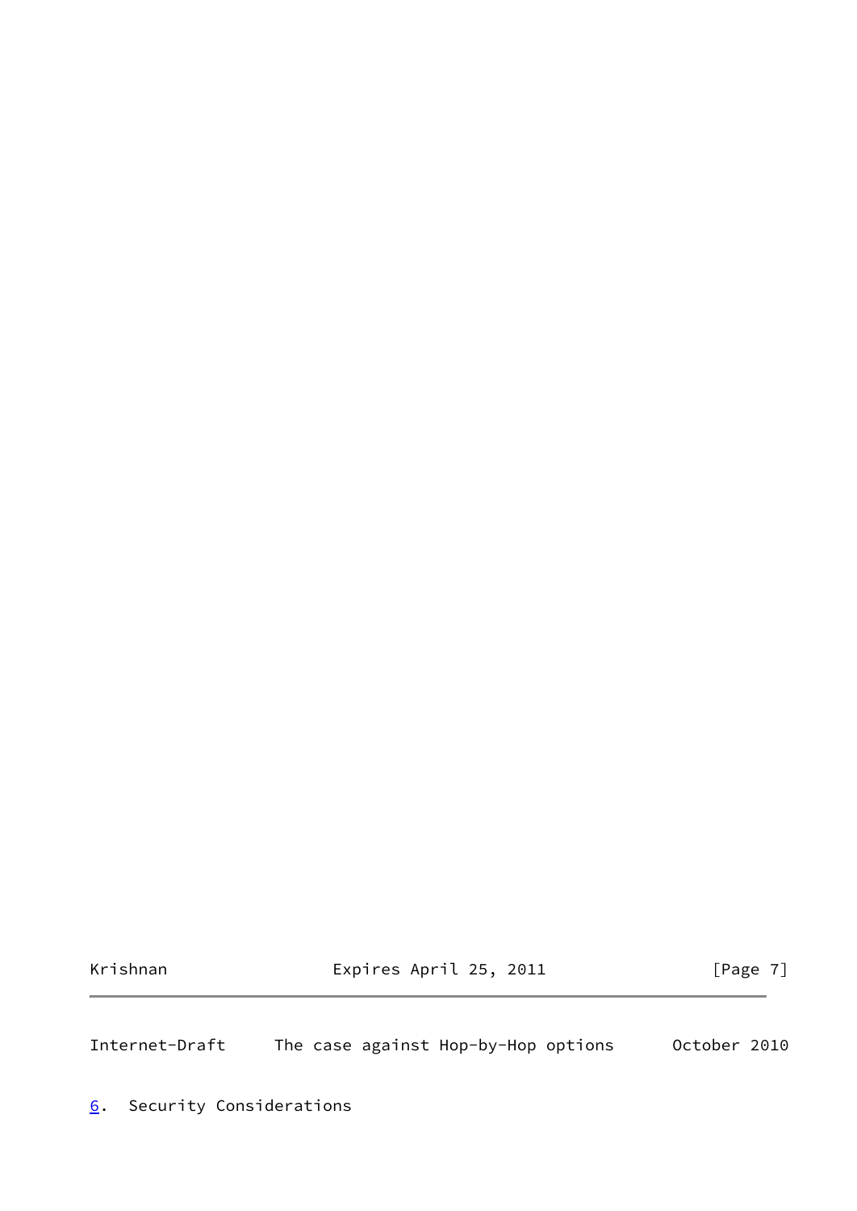## 6. Security Considerations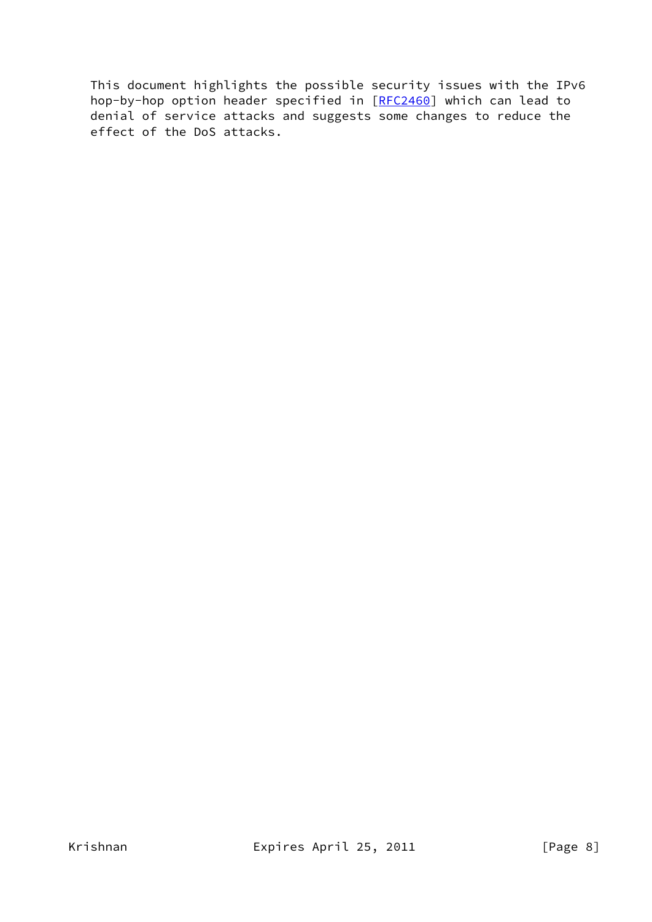This document highlights the possible security issues with the IPv6 hop-by-hop option header specified in [RFC2460] which can lead to denial of service attacks and suggests some changes to reduce the effect of the DoS attacks.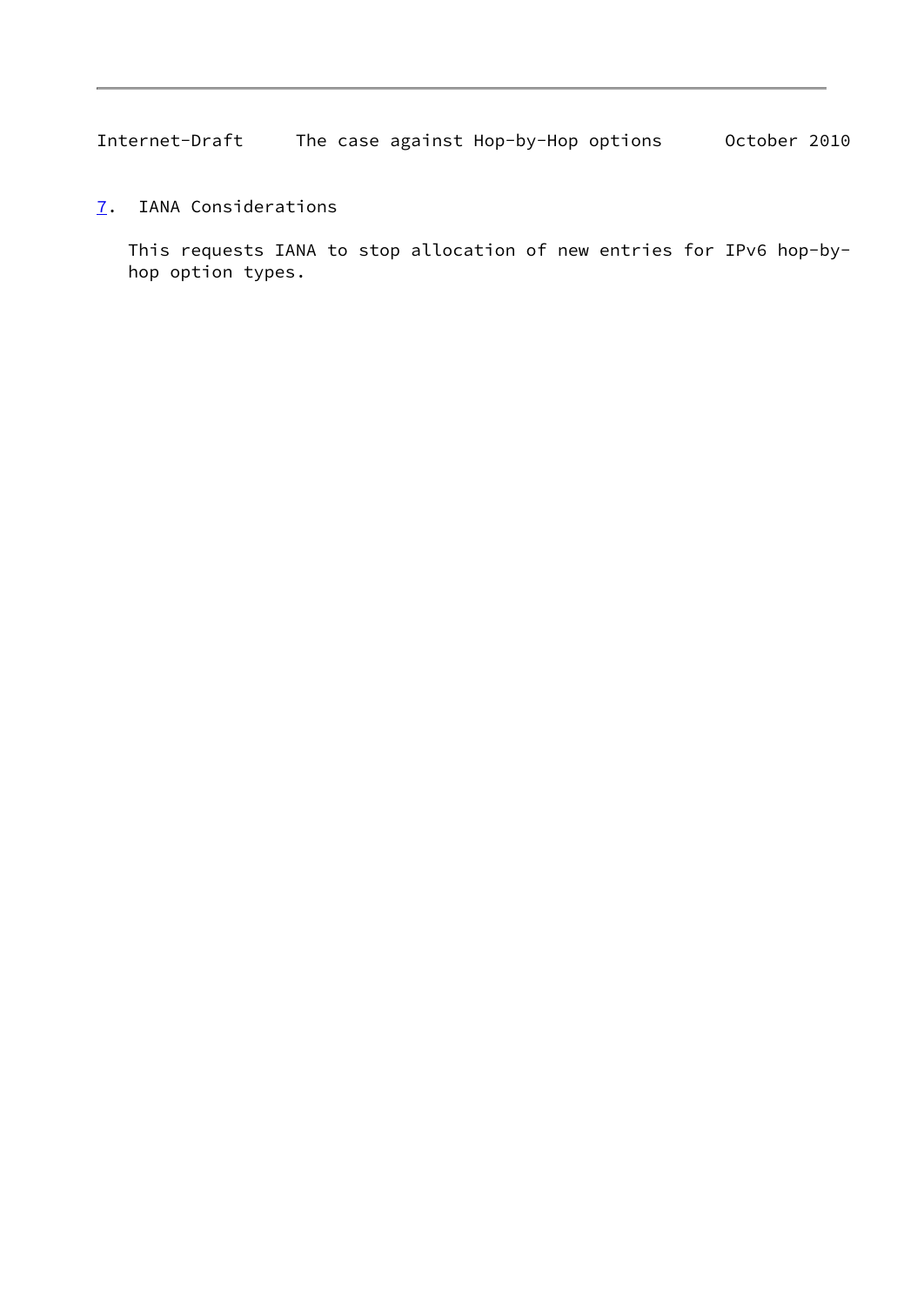## 7. IANA Considerations

This requests IANA to stop allocation of new entries for IPv6 hop-by-hop option types.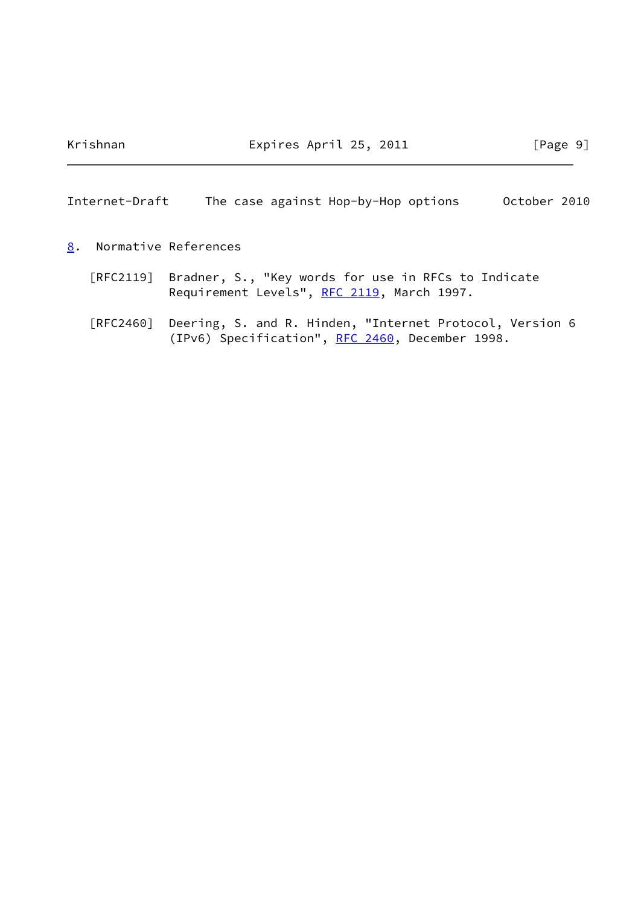## 8. Normative References

[RFC2119] Bradner, S., "Key words for use in RFCs to Indicate Requirement Levels", RFC 2119, March 1997.

[RFC2460] Deering, S. and R. Hinden, "Internet Protocol, Version 6 (IPv6) Specification", RFC 2460, December 1998.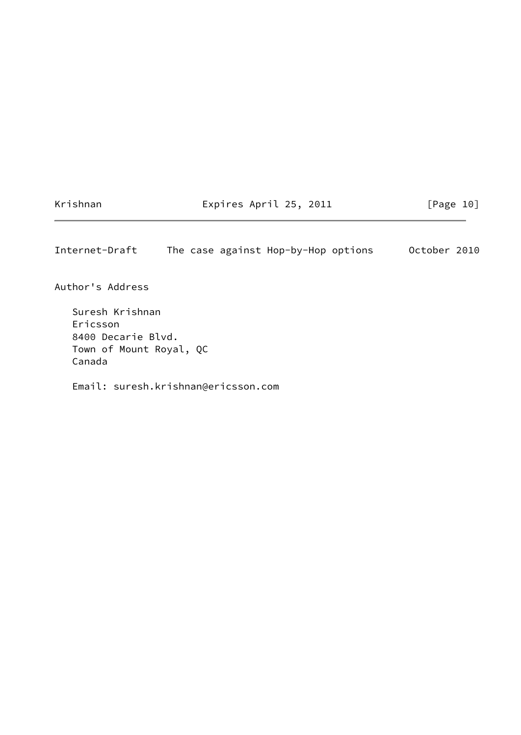## Author's Address

Suresh Krishnan
Ericsson
8400 Decarie Blvd.
Town of Mount Royal, QC
Canada

Email: suresh.krishnan@ericsson.com